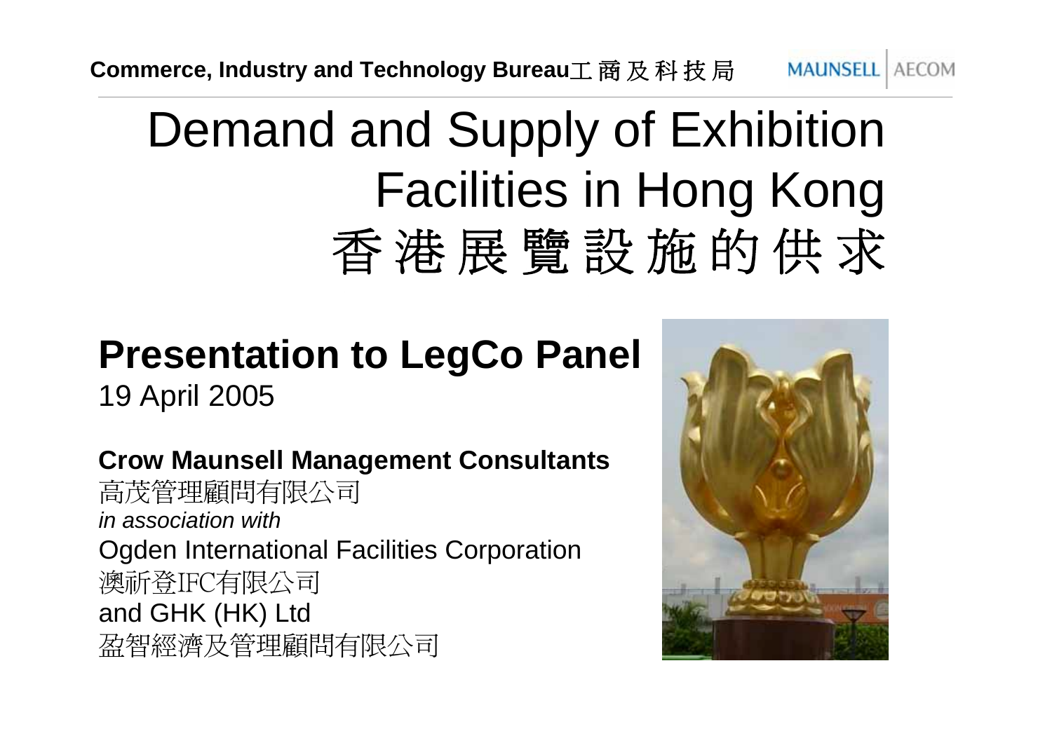Commerce, Industry and Technology Bureau工商及科技局

MAUNSELL | AECOM

# Demand and Supply of Exhibition Facilities in Hong Kong
# 香港展覽設施的供求

## Presentation to LegCo Panel

19 April 2005

**Crow Maunsell Management Consultants**
高茂管理顧問有限公司
*in association with*
Ogden International Facilities Corporation
澳祈登IFC有限公司
and GHK (HK) Ltd
盈智經濟及管理顧問有限公司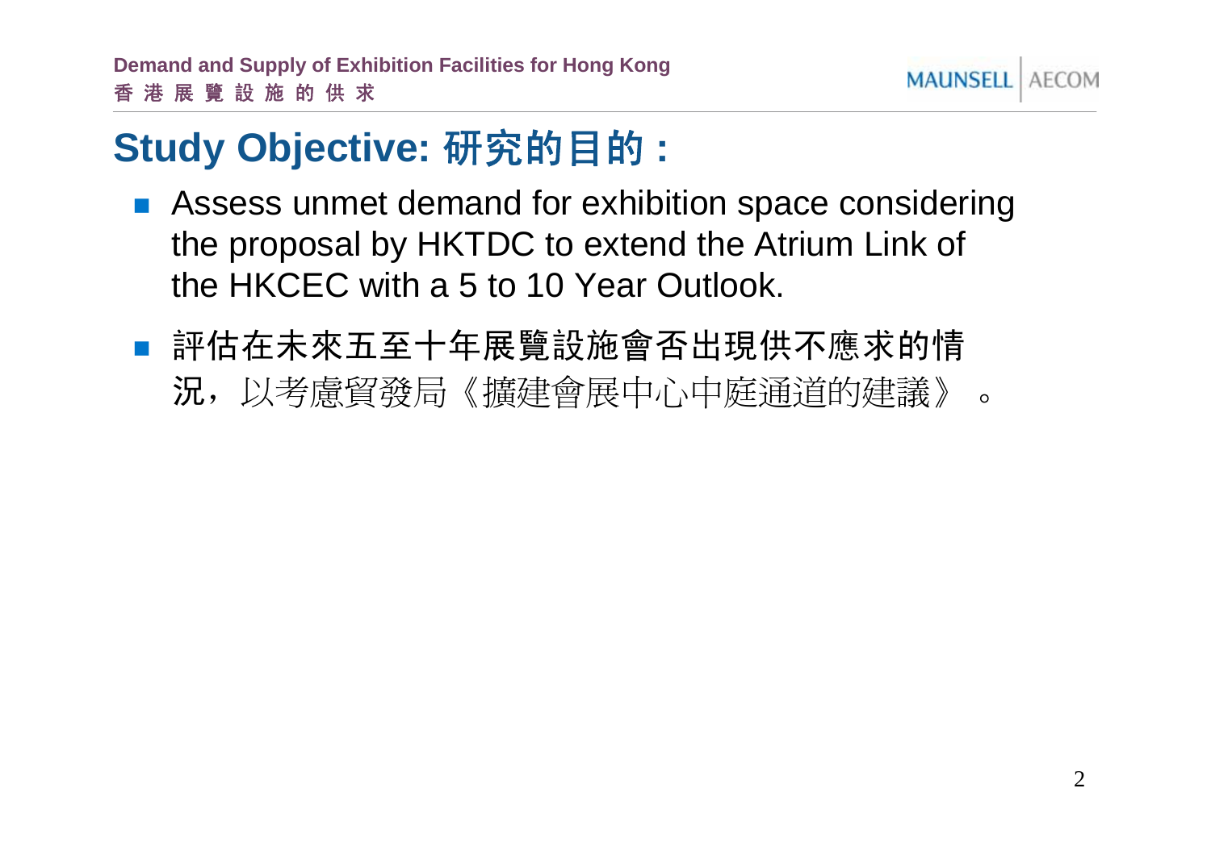# Study Objective: 研究的目的 :

- Assess unmet demand for exhibition space considering the proposal by HKTDC to extend the Atrium Link of the HKCEC with a 5 to 10 Year Outlook.

- 評估在未來五至十年展覽設施會否出現供不應求的情況，以考慮貿發局《擴建會展中心中庭通道的建議》 。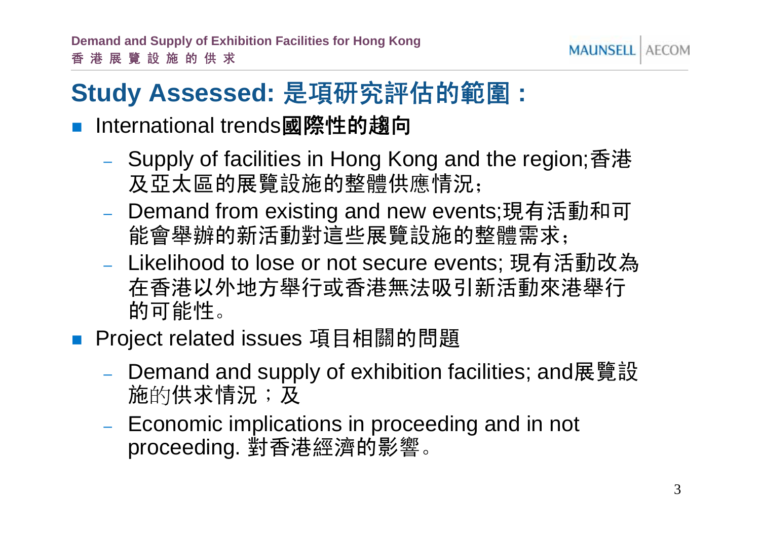## Study Assessed: 是項研究評估的範圍：

- International trends**國際性的趨向**
  - Supply of facilities in Hong Kong and the region;香港及亞太區的展覽設施的整體供應情況；
  - Demand from existing and new events;現有活動和可能會舉辦的新活動對這些展覽設施的整體需求；
  - Likelihood to lose or not secure events; 現有活動改為在香港以外地方舉行或香港無法吸引新活動來港舉行的可能性。
- Project related issues 項目相關的問題
  - Demand and supply of exhibition facilities; and展覽設施的供求情況；及
  - Economic implications in proceeding and in not proceeding. 對香港經濟的影響。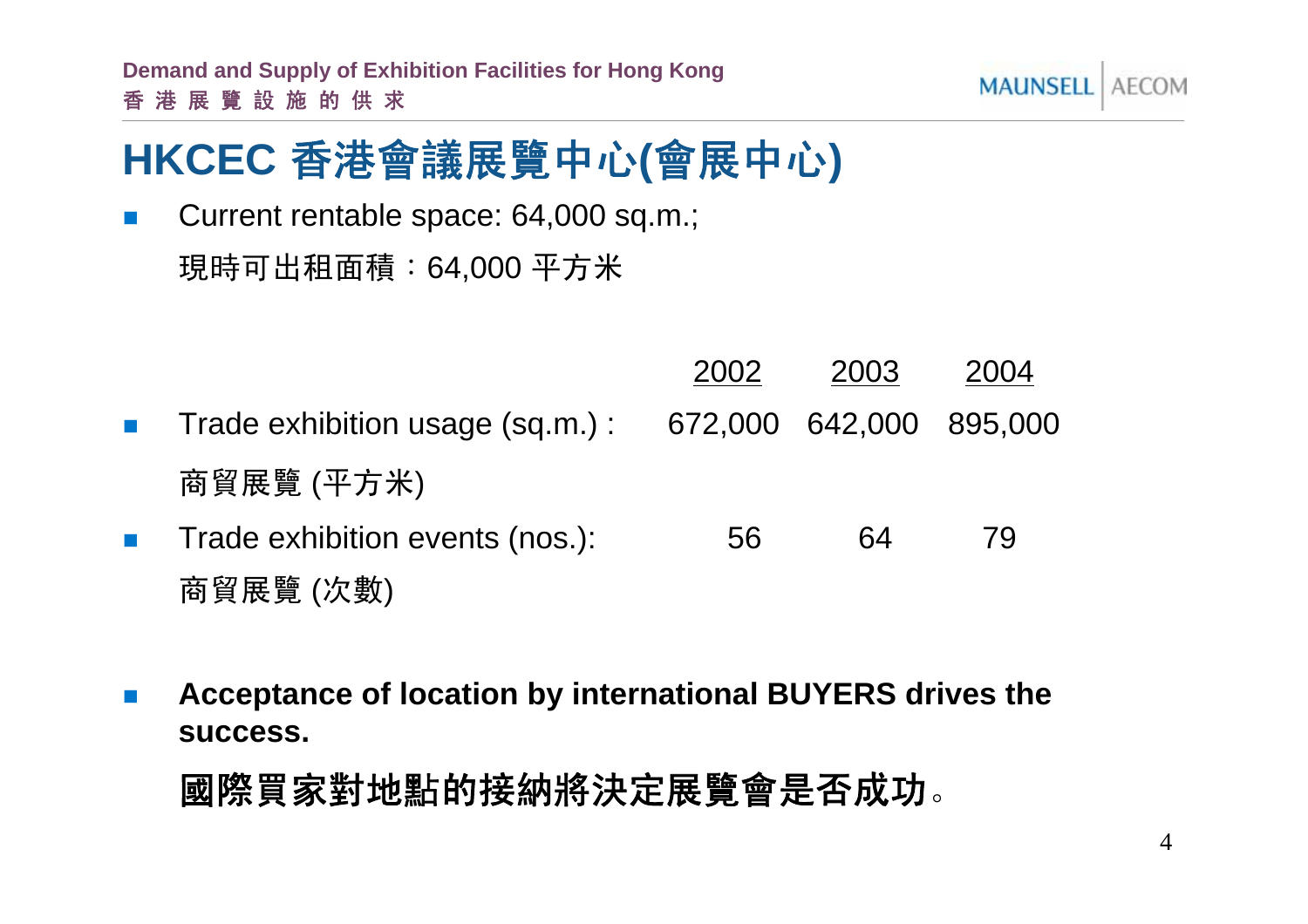# HKCEC 香港會議展覽中心(會展中心)

- Current rentable space: 64,000 sq.m.;
  現時可出租面積：64,000 平方米

| | 2002 | 2003 | 2004 |
|---|---|---|---|
| Trade exhibition usage (sq.m.) : 商貿展覽 (平方米) | 672,000 | 642,000 | 895,000 |
| Trade exhibition events (nos.): 商貿展覽 (次數) | 56 | 64 | 79 |

- **Acceptance of location by international BUYERS drives the success.**

  **國際買家對地點的接納將決定展覽會是否成功。**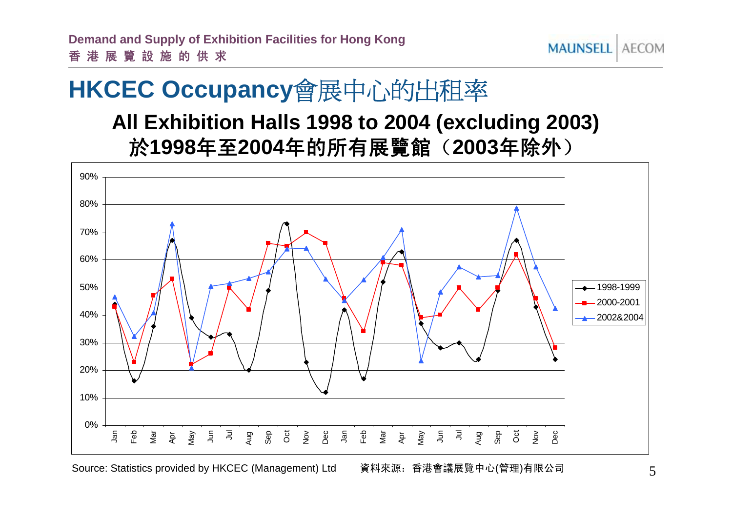# HKCEC Occupancy會展中心的出租率

## All Exhibition Halls 1998 to 2004 (excluding 2003)
## 於1998年至2004年的所有展覽館（2003年除外）

Source: Statistics provided by HKCEC (Management) Ltd　　資料來源：香港會議展覽中心(管理)有限公司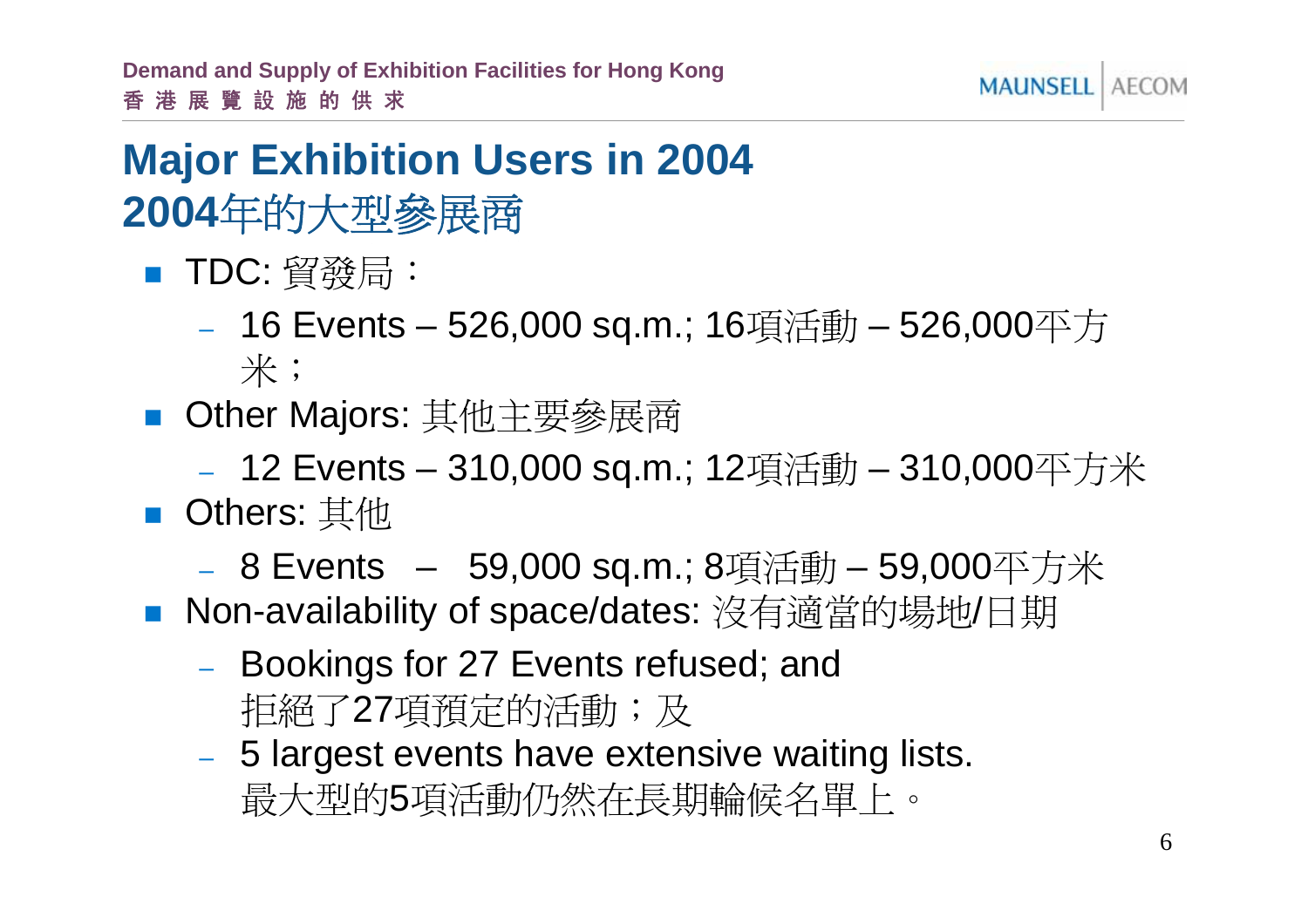# Major Exhibition Users in 2004
# 2004年的大型參展商

- TDC: 貿發局：
  - 16 Events – 526,000 sq.m.; 16項活動 – 526,000平方米；
- Other Majors: 其他主要參展商
  - 12 Events – 310,000 sq.m.; 12項活動 – 310,000平方米
- Others: 其他
  - 8 Events – 59,000 sq.m.; 8項活動 – 59,000平方米
- Non-availability of space/dates: 沒有適當的場地/日期
  - Bookings for 27 Events refused; and 拒絕了27項預定的活動；及
  - 5 largest events have extensive waiting lists. 最大型的5項活動仍然在長期輪候名單上。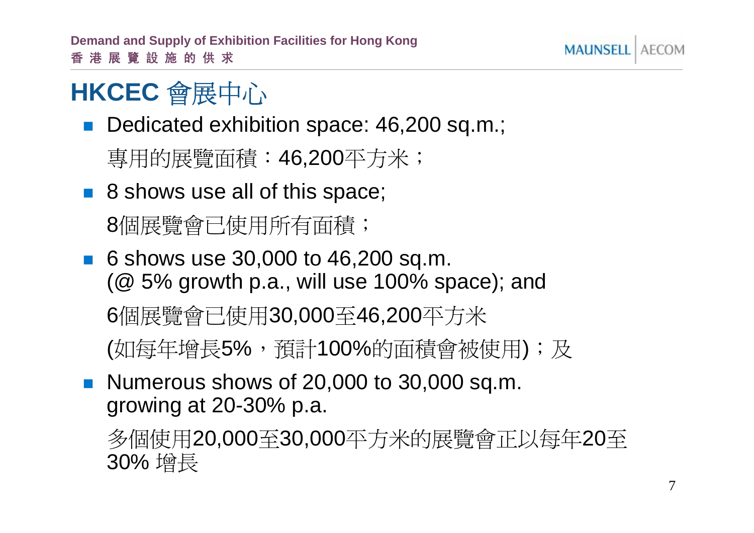# HKCEC 會展中心

- Dedicated exhibition space: 46,200 sq.m.;

  專用的展覽面積：46,200平方米；

- 8 shows use all of this space;

  8個展覽會已使用所有面積；

- 6 shows use 30,000 to 46,200 sq.m.
  (@ 5% growth p.a., will use 100% space); and

  6個展覽會已使用30,000至46,200平方米

  (如每年增長5%，預計100%的面積會被使用)；及

- Numerous shows of 20,000 to 30,000 sq.m.
  growing at 20-30% p.a.

  多個使用20,000至30,000平方米的展覽會正以每年20至30% 增長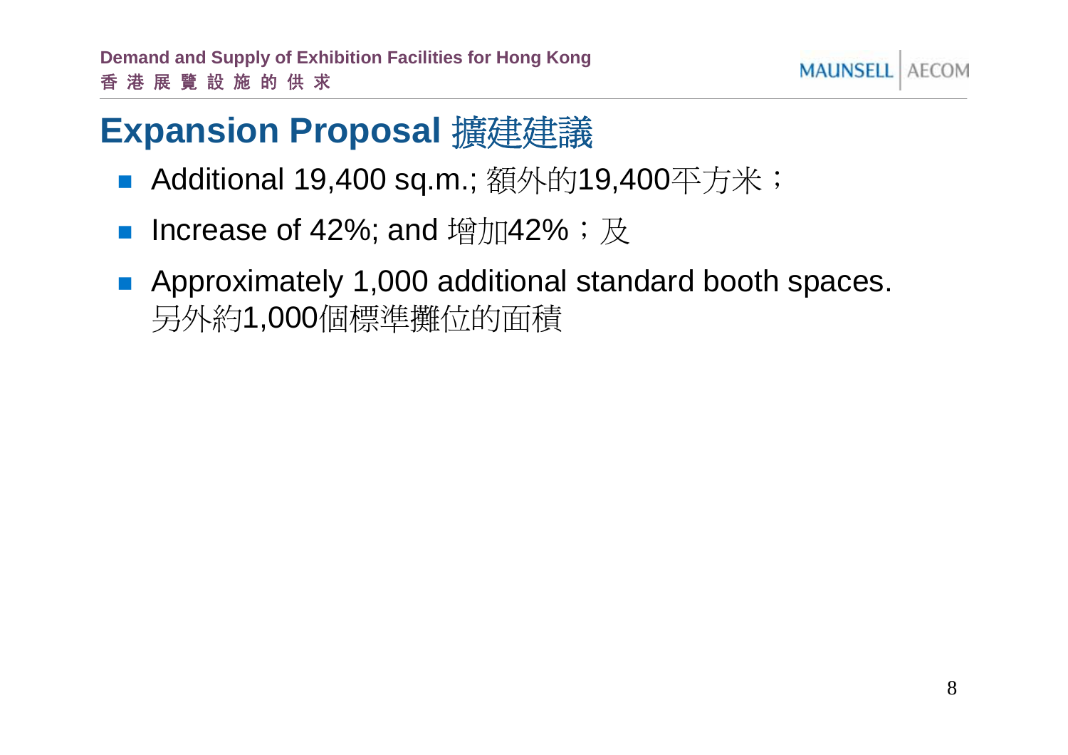## Expansion Proposal 擴建建議

- Additional 19,400 sq.m.; 額外的19,400平方米；
- Increase of 42%; and 增加42%；及
- Approximately 1,000 additional standard booth spaces. 另外約1,000個標準攤位的面積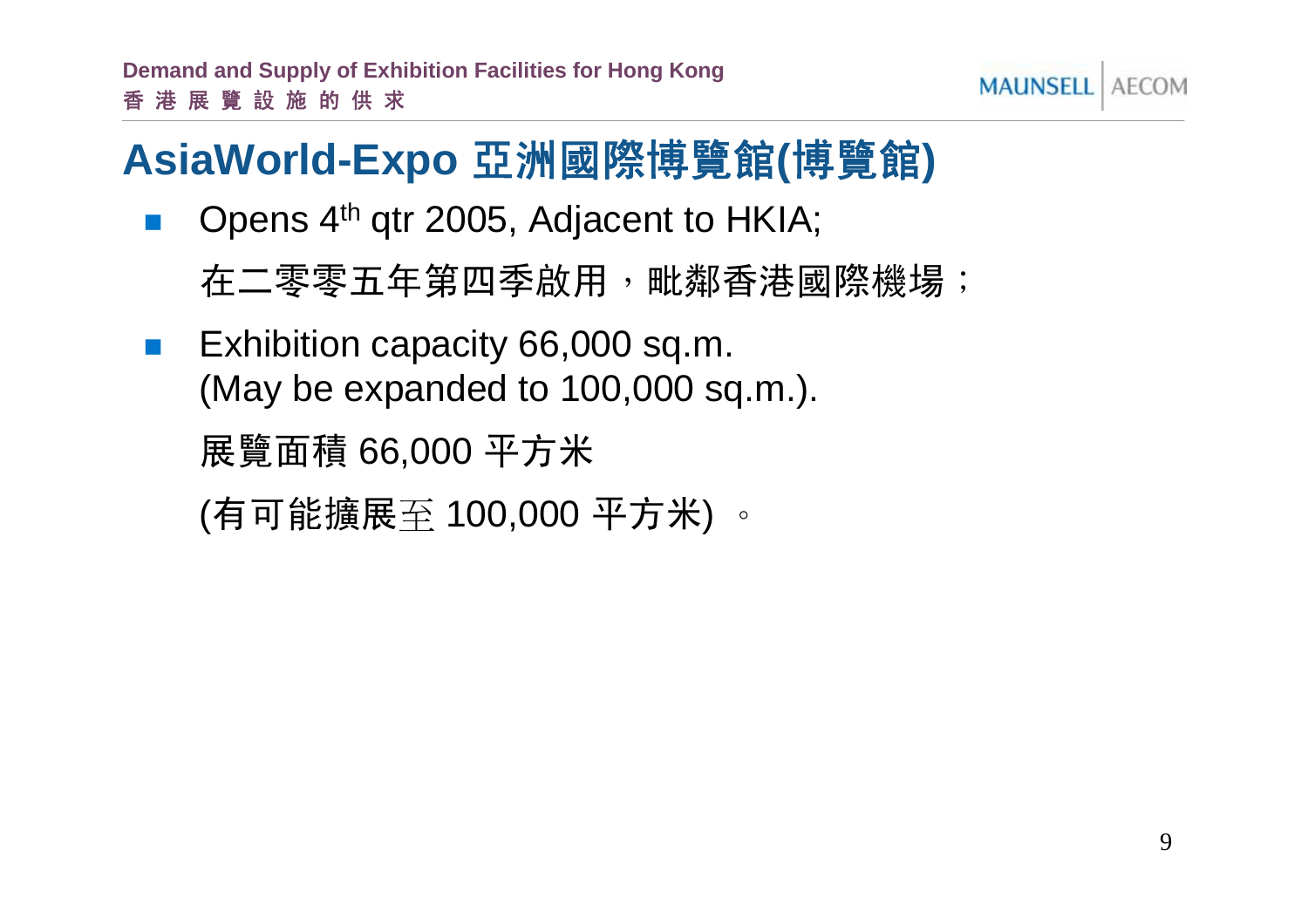# AsiaWorld-Expo 亞洲國際博覽館(博覽館)

- Opens 4th qtr 2005, Adjacent to HKIA;

  在二零零五年第四季啟用，毗鄰香港國際機場；

- Exhibition capacity 66,000 sq.m.
  (May be expanded to 100,000 sq.m.).

  展覽面積 66,000 平方米

  (有可能擴展至 100,000 平方米) 。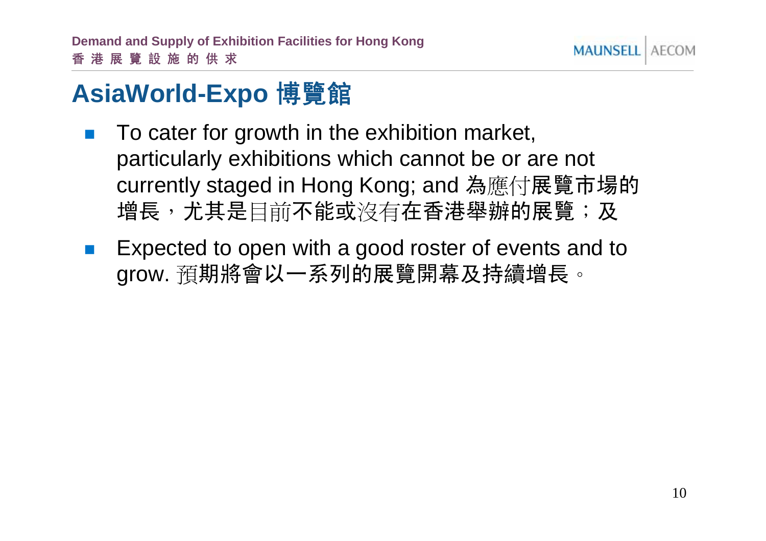# AsiaWorld-Expo 博覽館

- To cater for growth in the exhibition market, particularly exhibitions which cannot be or are not currently staged in Hong Kong; and 為應付展覽市場的增長，尤其是目前不能或沒有在香港舉辦的展覽；及
- Expected to open with a good roster of events and to grow. 預期將會以一系列的展覽開幕及持續增長。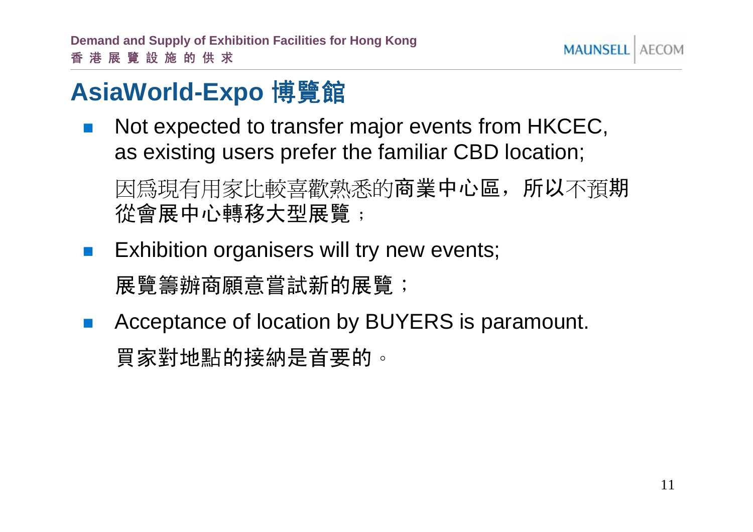# AsiaWorld-Expo 博覽館

- Not expected to transfer major events from HKCEC, as existing users prefer the familiar CBD location;

  因爲現有用家比較喜歡熟悉的商業中心區，所以不預期從會展中心轉移大型展覽；

- Exhibition organisers will try new events;

  展覽籌辦商願意嘗試新的展覽；

- Acceptance of location by BUYERS is paramount.

  買家對地點的接納是首要的。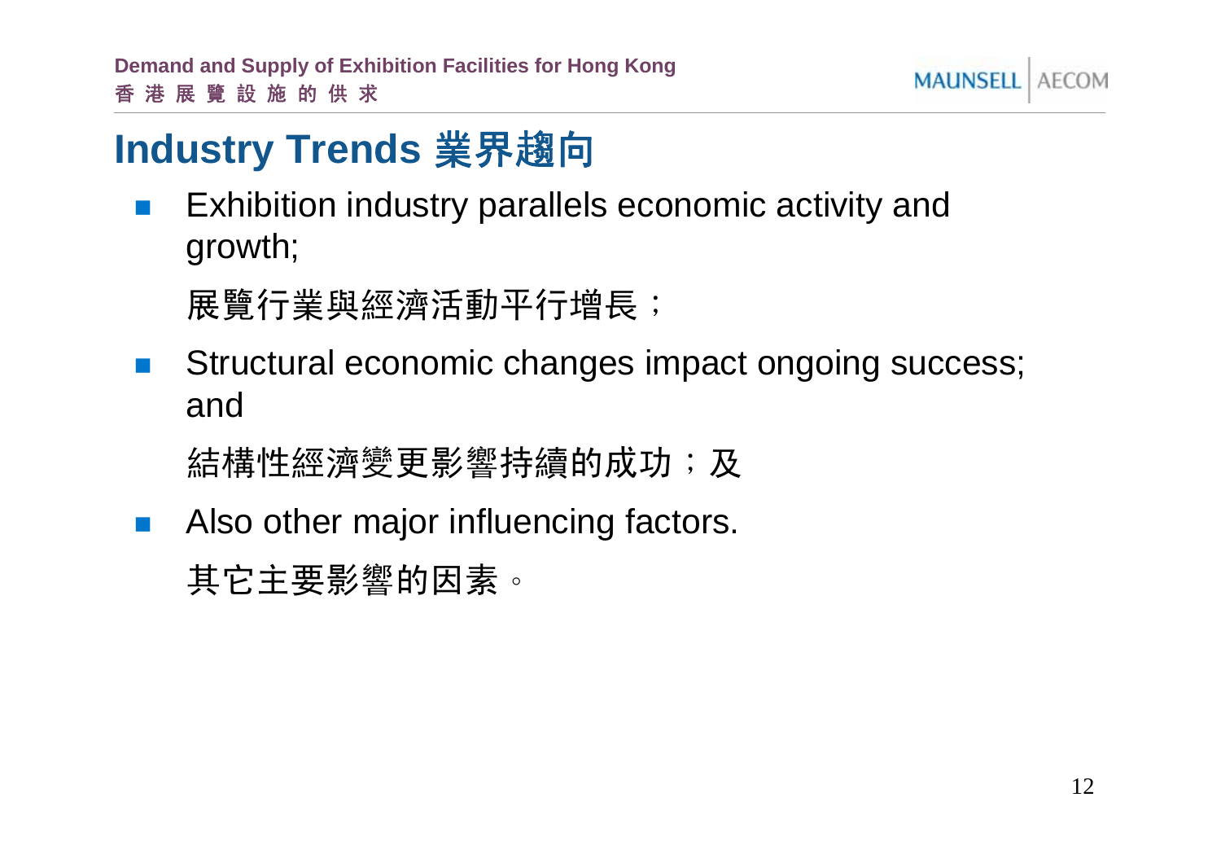# Industry Trends 業界趨向

- Exhibition industry parallels economic activity and growth;

  展覽行業與經濟活動平行增長；

- Structural economic changes impact ongoing success; and

  結構性經濟變更影響持續的成功；及

- Also other major influencing factors.

  其它主要影響的因素。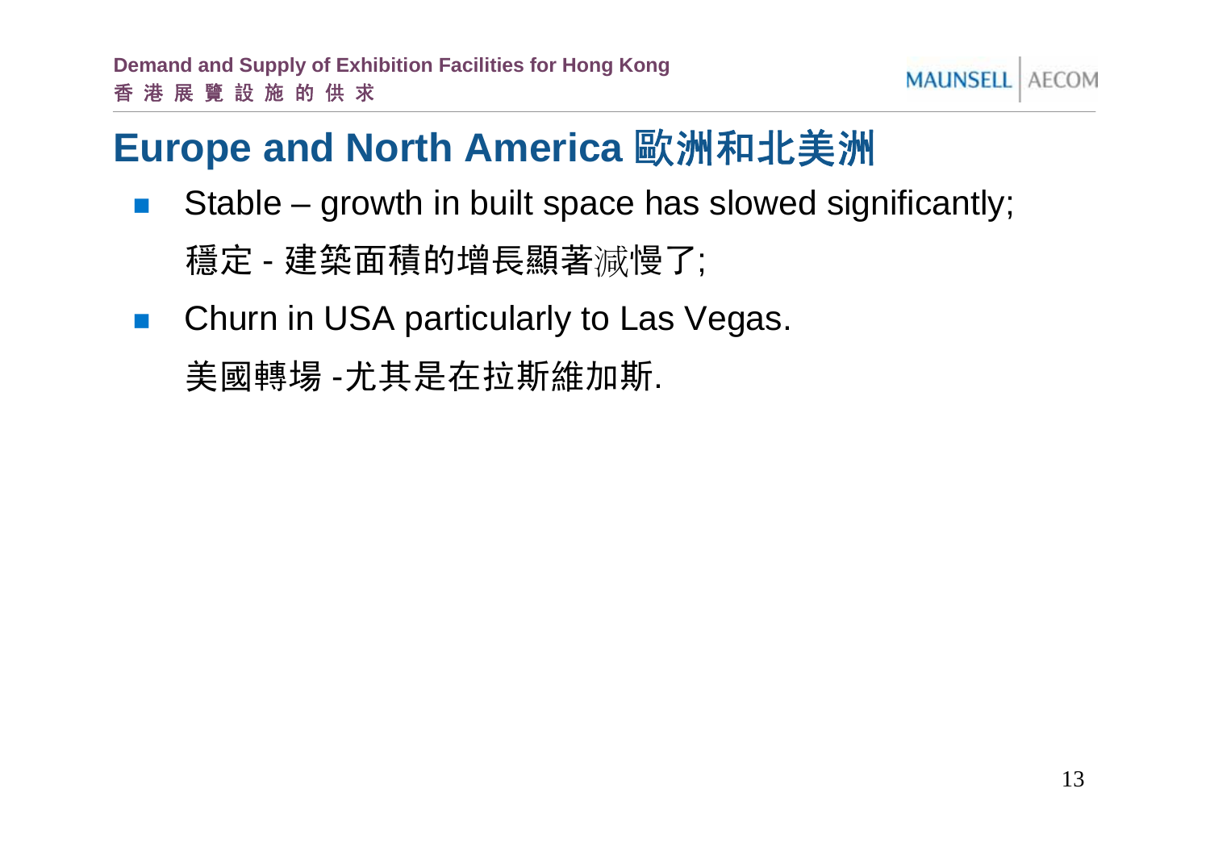# Europe and North America 歐洲和北美洲

- Stable – growth in built space has slowed significantly;
  穩定 - 建築面積的增長顯著減慢了;
- Churn in USA particularly to Las Vegas.
  美國轉場 -尤其是在拉斯維加斯.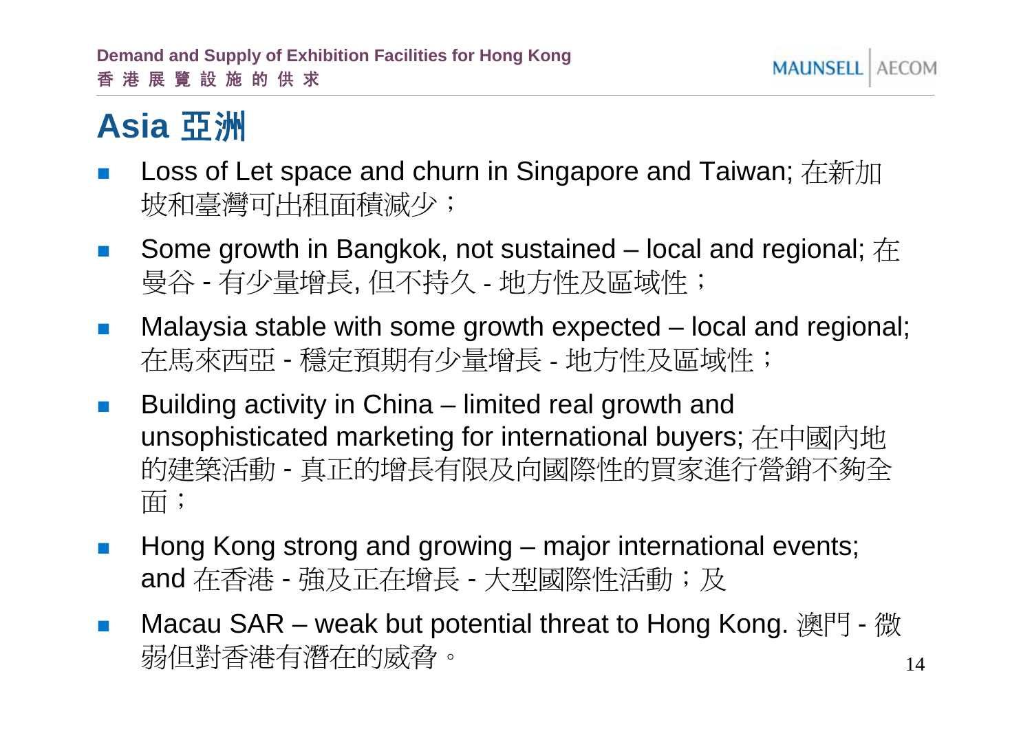# Asia 亞洲

- Loss of Let space and churn in Singapore and Taiwan; 在新加坡和臺灣可出租面積減少；
- Some growth in Bangkok, not sustained – local and regional; 在曼谷 - 有少量增長, 但不持久 - 地方性及區域性；
- Malaysia stable with some growth expected – local and regional; 在馬來西亞 - 穩定預期有少量增長 - 地方性及區域性；
- Building activity in China – limited real growth and unsophisticated marketing for international buyers; 在中國內地的建築活動 - 真正的增長有限及向國際性的買家進行營銷不夠全面；
- Hong Kong strong and growing – major international events; and 在香港 - 強及正在增長 - 大型國際性活動；及
- Macau SAR – weak but potential threat to Hong Kong. 澳門 - 微弱但對香港有潛在的威脅。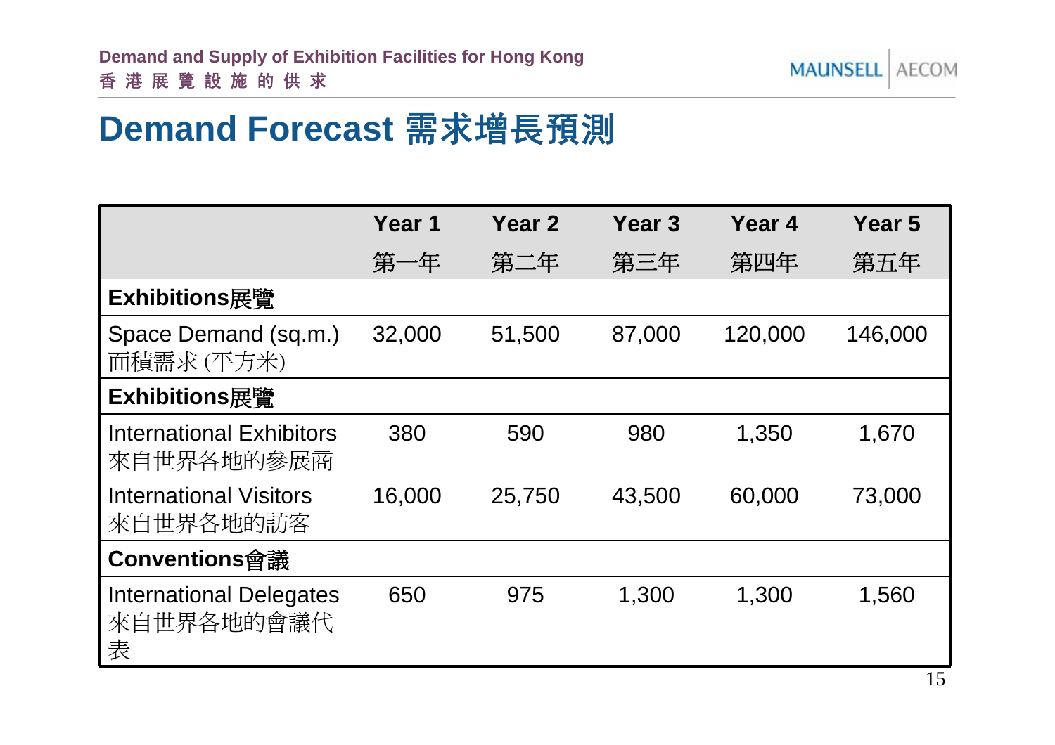# Demand Forecast 需求增長預測

| | Year 1 第一年 | Year 2 第二年 | Year 3 第三年 | Year 4 第四年 | Year 5 第五年 |
|---|---|---|---|---|---|
| **Exhibitions展覽** | | | | | |
| Space Demand (sq.m.) 面積需求 (平方米) | 32,000 | 51,500 | 87,000 | 120,000 | 146,000 |
| **Exhibitions展覽** | | | | | |
| International Exhibitors 來自世界各地的參展商 | 380 | 590 | 980 | 1,350 | 1,670 |
| International Visitors 來自世界各地的訪客 | 16,000 | 25,750 | 43,500 | 60,000 | 73,000 |
| **Conventions會議** | | | | | |
| International Delegates 來自世界各地的會議代表 | 650 | 975 | 1,300 | 1,300 | 1,560 |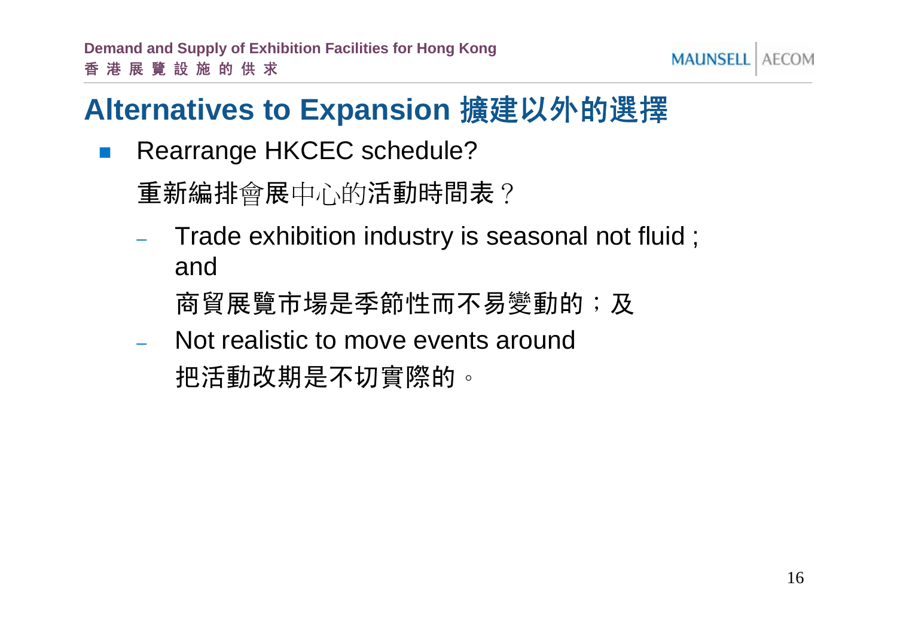# Alternatives to Expansion 擴建以外的選擇

- Rearrange HKCEC schedule?

  重新編排會展中心的活動時間表？

  - Trade exhibition industry is seasonal not fluid ; and

    商貿展覽市場是季節性而不易變動的；及

  - Not realistic to move events around

    把活動改期是不切實際的。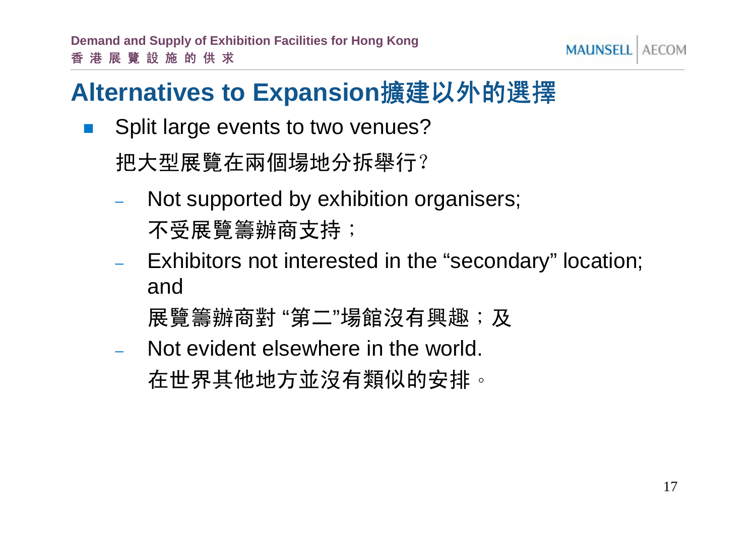## Alternatives to Expansion擴建以外的選擇

- Split large events to two venues?

  把大型展覽在兩個場地分拆舉行?

  - Not supported by exhibition organisers;

    不受展覽籌辦商支持；

  - Exhibitors not interested in the “secondary” location; and

    展覽籌辦商對 “第二”場館沒有興趣；及

  - Not evident elsewhere in the world.

    在世界其他地方並沒有類似的安排。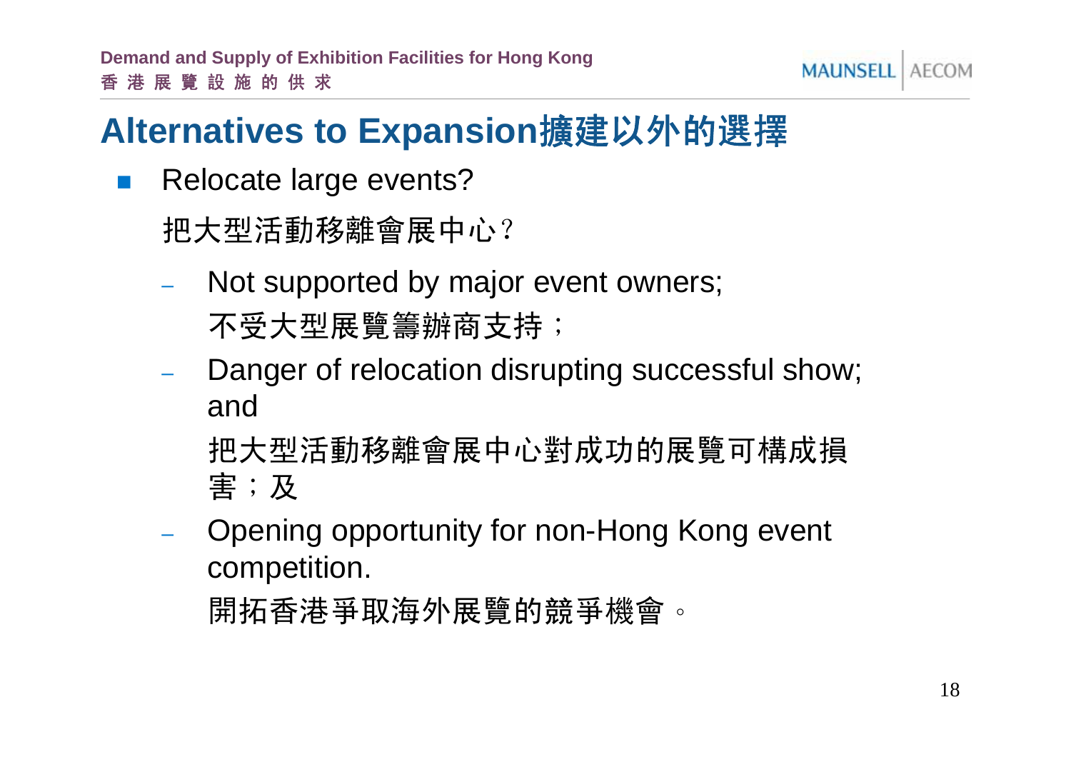# Alternatives to Expansion擴建以外的選擇

- Relocate large events?

  把大型活動移離會展中心?

  - Not supported by major event owners;

    不受大型展覽籌辦商支持；
  - Danger of relocation disrupting successful show; and

    把大型活動移離會展中心對成功的展覽可構成損害；及
  - Opening opportunity for non-Hong Kong event competition.

    開拓香港爭取海外展覽的競爭機會。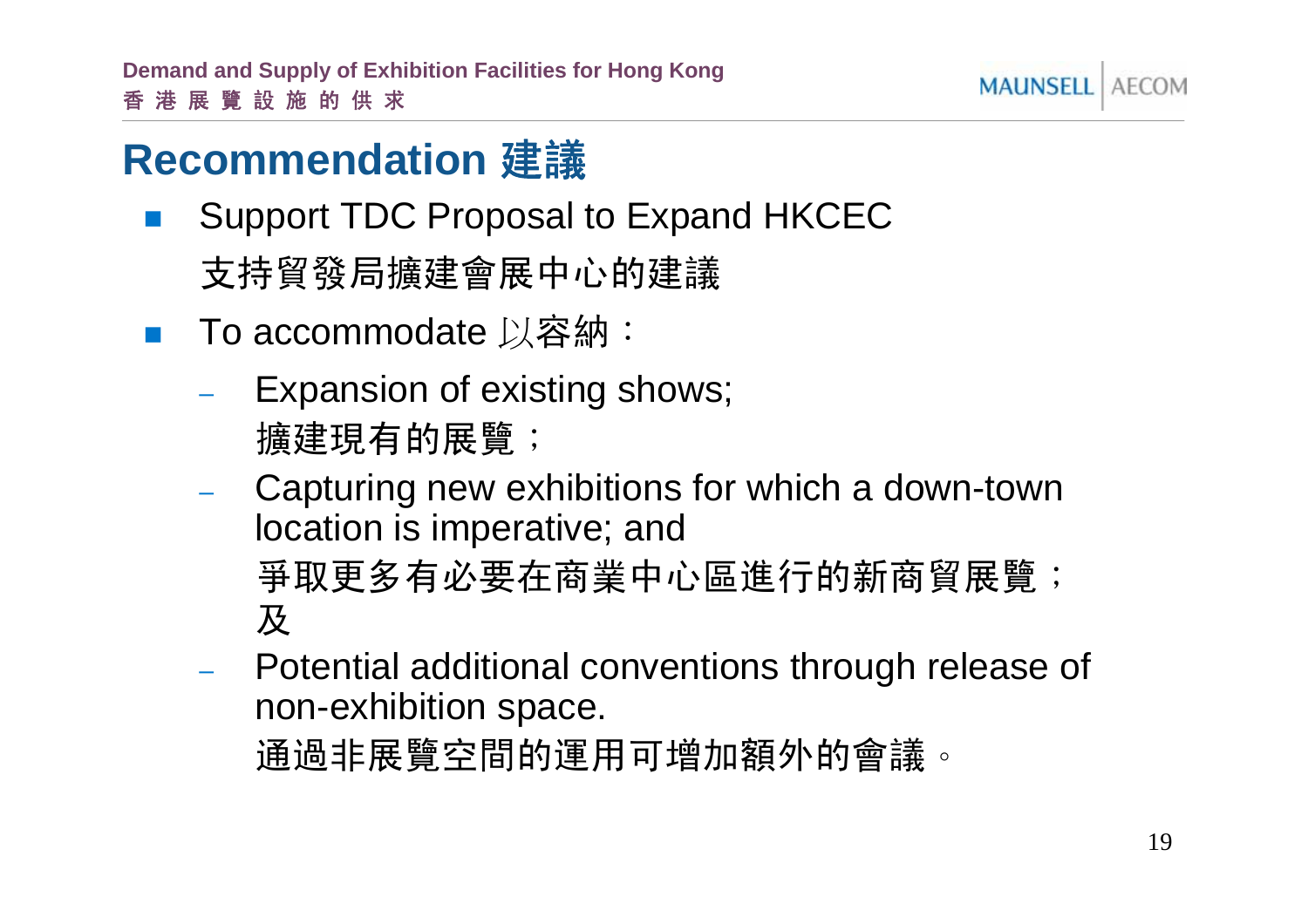# Recommendation 建議

- Support TDC Proposal to Expand HKCEC
  支持貿發局擴建會展中心的建議
- To accommodate 以容納：
  - Expansion of existing shows;
    擴建現有的展覽；
  - Capturing new exhibitions for which a down-town location is imperative; and
    爭取更多有必要在商業中心區進行的新商貿展覽；及
  - Potential additional conventions through release of non-exhibition space.
    通過非展覽空間的運用可增加額外的會議。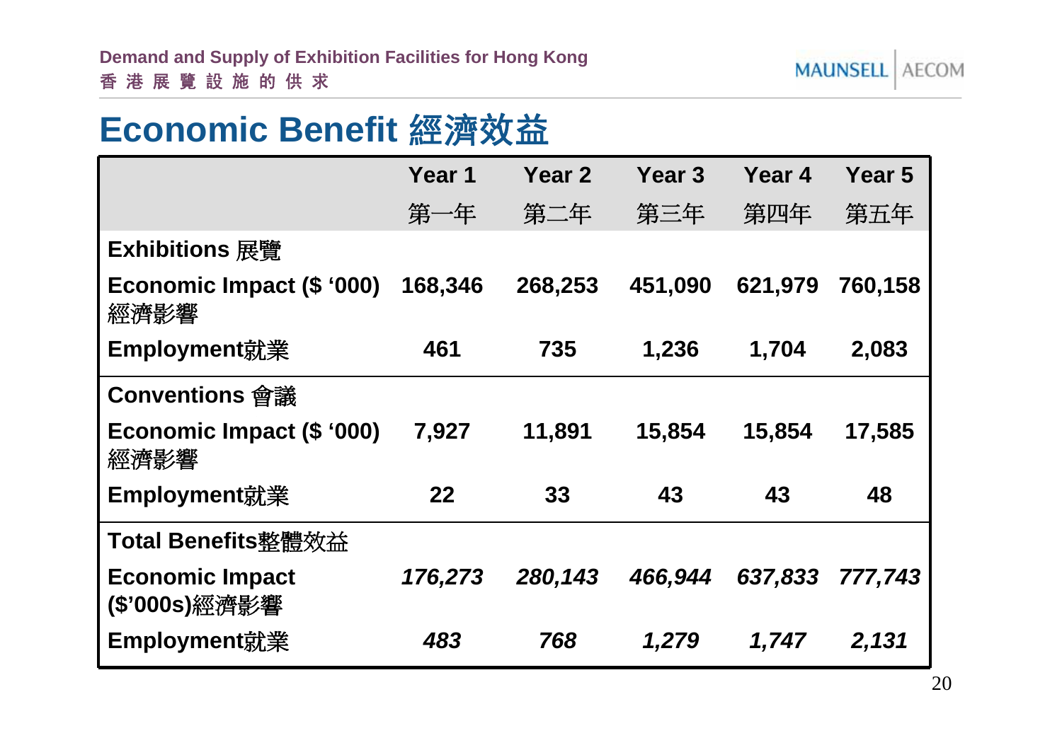# Economic Benefit 經濟效益

| | Year 1 第一年 | Year 2 第二年 | Year 3 第三年 | Year 4 第四年 | Year 5 第五年 |
|---|---|---|---|---|---|
| **Exhibitions 展覽** | | | | | |
| **Economic Impact ($ '000) 經濟影響** | **168,346** | **268,253** | **451,090** | **621,979** | **760,158** |
| **Employment就業** | **461** | **735** | **1,236** | **1,704** | **2,083** |
| **Conventions 會議** | | | | | |
| **Economic Impact ($ '000) 經濟影響** | **7,927** | **11,891** | **15,854** | **15,854** | **17,585** |
| **Employment就業** | **22** | **33** | **43** | **43** | **48** |
| **Total Benefits整體效益** | | | | | |
| **Economic Impact ($'000s)經濟影響** | ***176,273*** | ***280,143*** | ***466,944*** | ***637,833*** | ***777,743*** |
| **Employment就業** | ***483*** | ***768*** | ***1,279*** | ***1,747*** | ***2,131*** |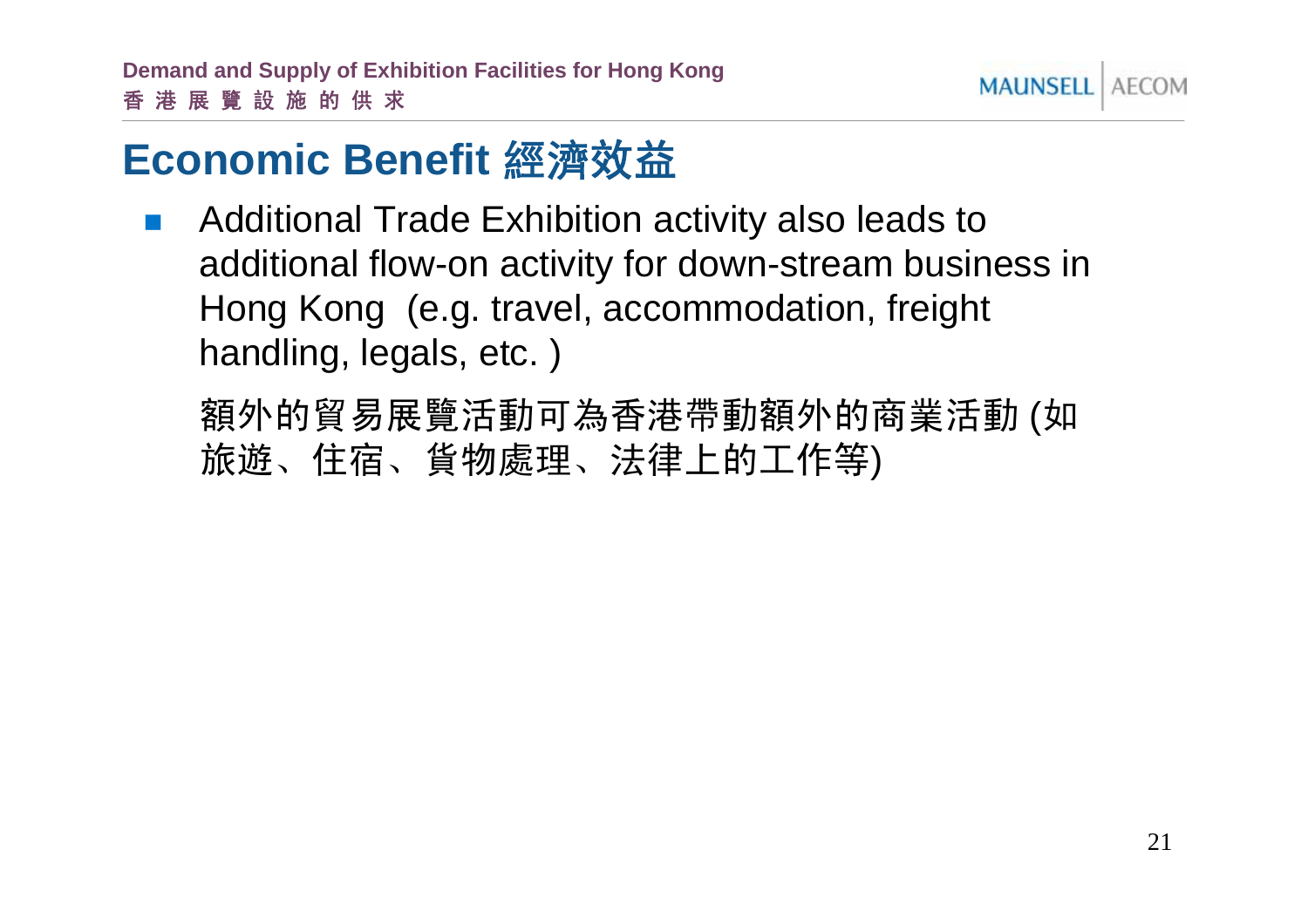## Economic Benefit 經濟效益

- Additional Trade Exhibition activity also leads to additional flow-on activity for down-stream business in Hong Kong  (e.g. travel, accommodation, freight handling, legals, etc. )

  額外的貿易展覽活動可為香港帶動額外的商業活動 (如旅遊、住宿、貨物處理、法律上的工作等)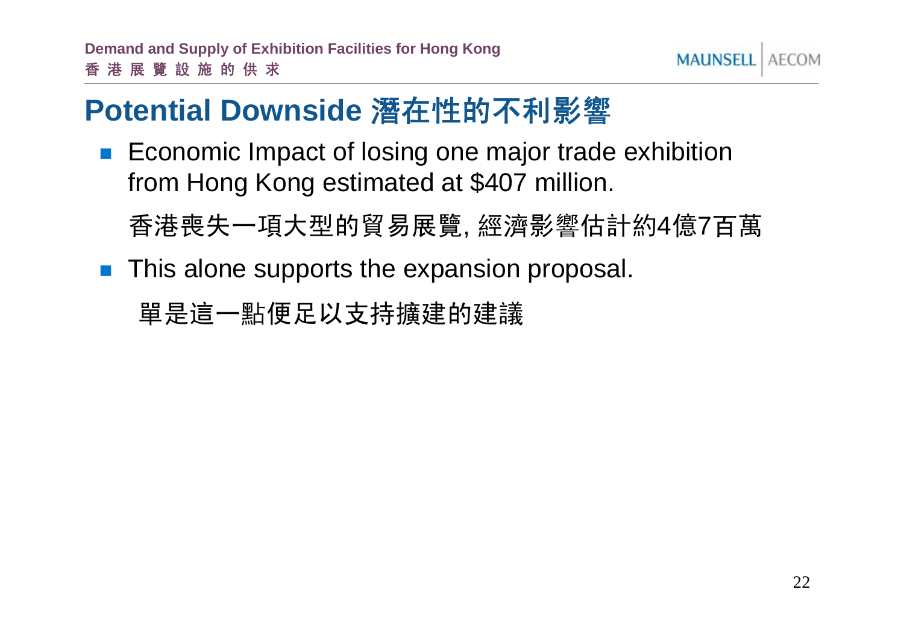# Potential Downside 潛在性的不利影響

- Economic Impact of losing one major trade exhibition from Hong Kong estimated at $407 million.

  香港喪失一項大型的貿易展覽, 經濟影響估計約4億7百萬

- This alone supports the expansion proposal.

  單是這一點便足以支持擴建的建議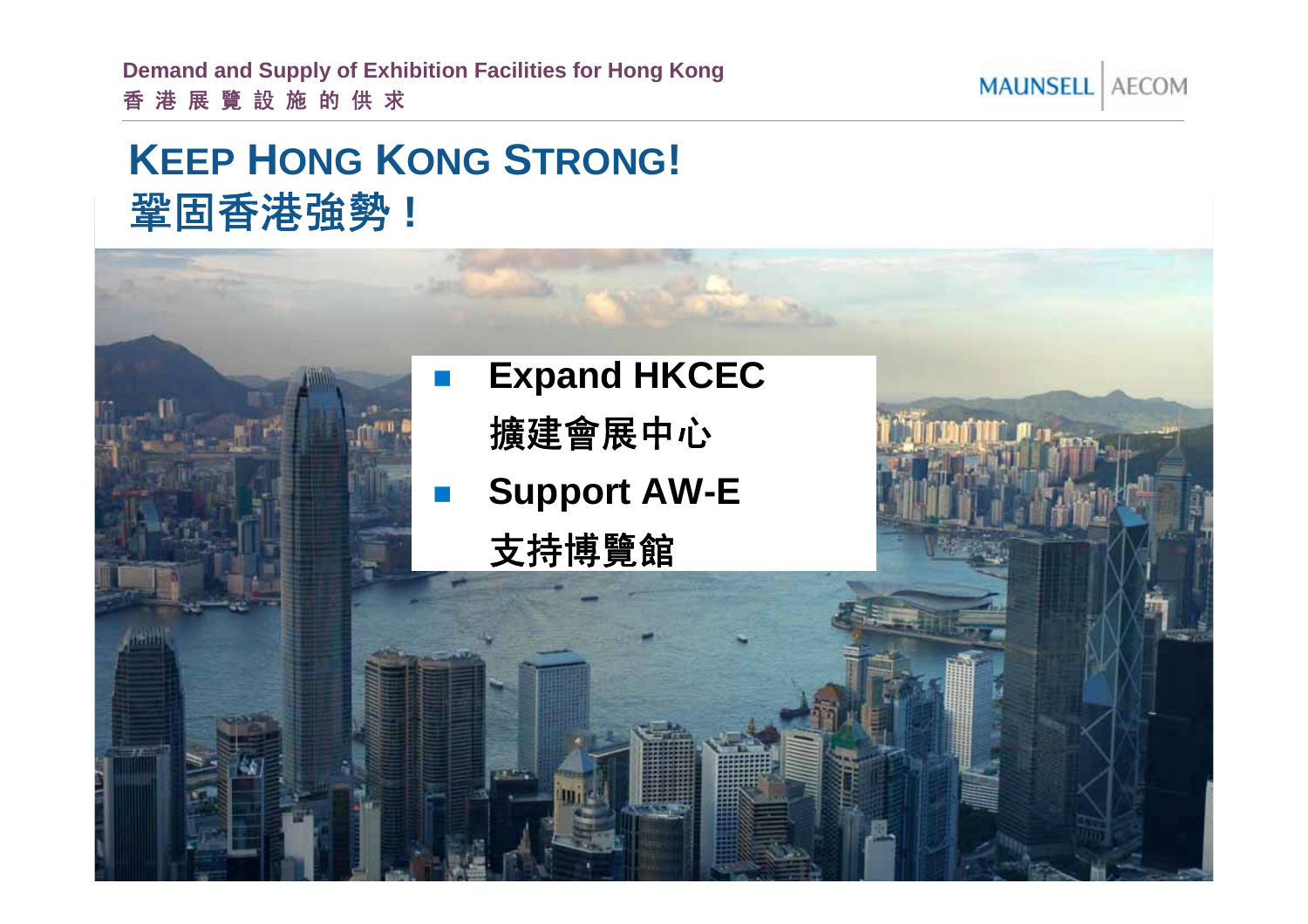# KEEP HONG KONG STRONG!
# 鞏固香港強勢！

- **Expand HKCEC**
  **擴建會展中心**
- **Support AW-E**
  **支持博覽館**